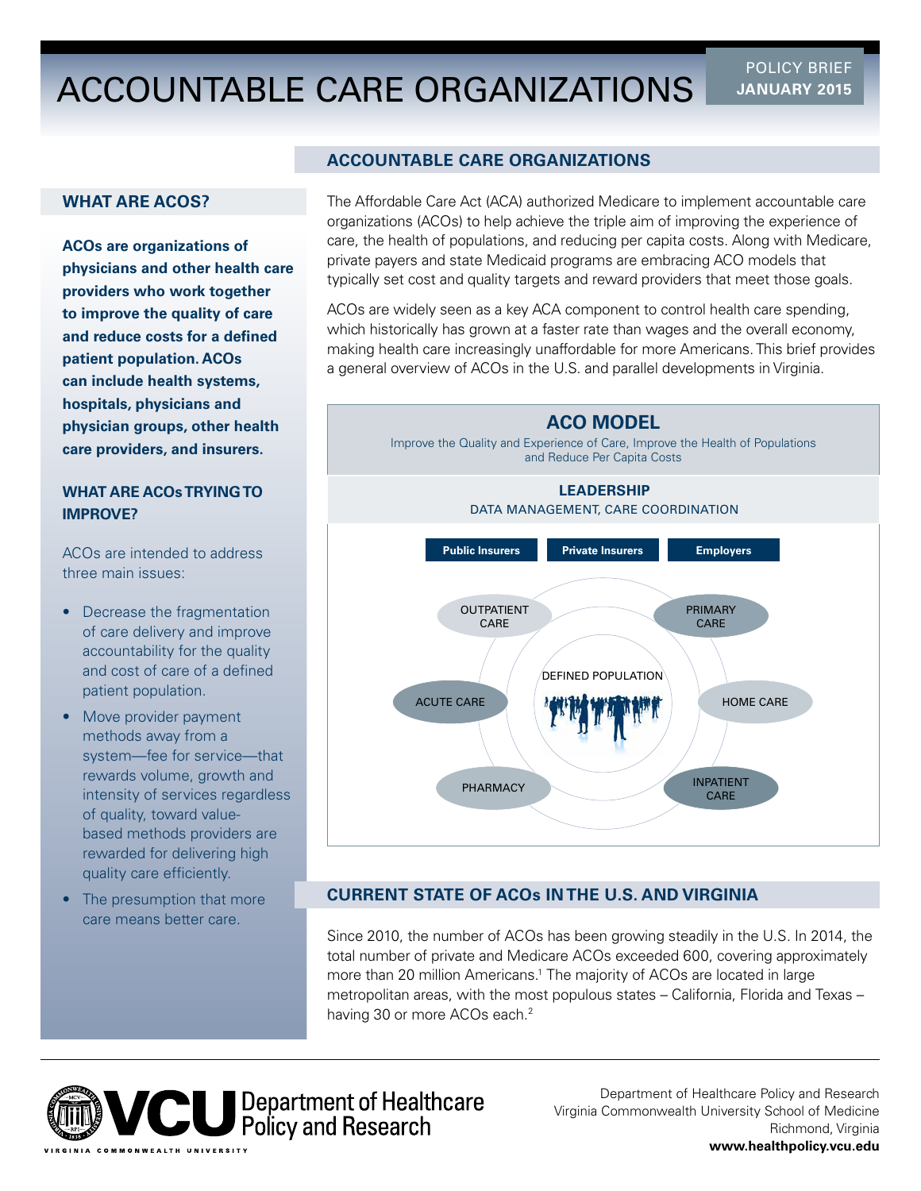# ACCOUNTABLE CARE ORGANIZATIONS

POLICY BRIEF
**JANUARY 2015**

## WHAT ARE ACOS?

**ACOs are organizations of physicians and other health care providers who work together to improve the quality of care and reduce costs for a defined patient population. ACOs can include health systems, hospitals, physicians and physician groups, other health care providers, and insurers.**

## WHAT ARE ACOs TRYING TO IMPROVE?

ACOs are intended to address three main issues:

- Decrease the fragmentation of care delivery and improve accountability for the quality and cost of care of a defined patient population.
- Move provider payment methods away from a system—fee for service—that rewards volume, growth and intensity of services regardless of quality, toward value-based methods providers are rewarded for delivering high quality care efficiently.
- The presumption that more care means better care.

## ACCOUNTABLE CARE ORGANIZATIONS

The Affordable Care Act (ACA) authorized Medicare to implement accountable care organizations (ACOs) to help achieve the triple aim of improving the experience of care, the health of populations, and reducing per capita costs. Along with Medicare, private payers and state Medicaid programs are embracing ACO models that typically set cost and quality targets and reward providers that meet those goals.

ACOs are widely seen as a key ACA component to control health care spending, which historically has grown at a faster rate than wages and the overall economy, making health care increasingly unaffordable for more Americans. This brief provides a general overview of ACOs in the U.S. and parallel developments in Virginia.

**ACO MODEL**

Improve the Quality and Experience of Care, Improve the Health of Populations and Reduce Per Capita Costs

**LEADERSHIP**

DATA MANAGEMENT, CARE COORDINATION

**Public Insurers** | **Private Insurers** | **Employers**

OUTPATIENT CARE, PRIMARY CARE, ACUTE CARE, HOME CARE, PHARMACY, INPATIENT CARE

DEFINED POPULATION

## CURRENT STATE OF ACOs IN THE U.S. AND VIRGINIA

Since 2010, the number of ACOs has been growing steadily in the U.S. In 2014, the total number of private and Medicare ACOs exceeded 600, covering approximately more than 20 million Americans.[1] The majority of ACOs are located in large metropolitan areas, with the most populous states – California, Florida and Texas – having 30 or more ACOs each.[2]

Department of Healthcare Policy and Research
Virginia Commonwealth University School of Medicine
Richmond, Virginia
**www.healthpolicy.vcu.edu**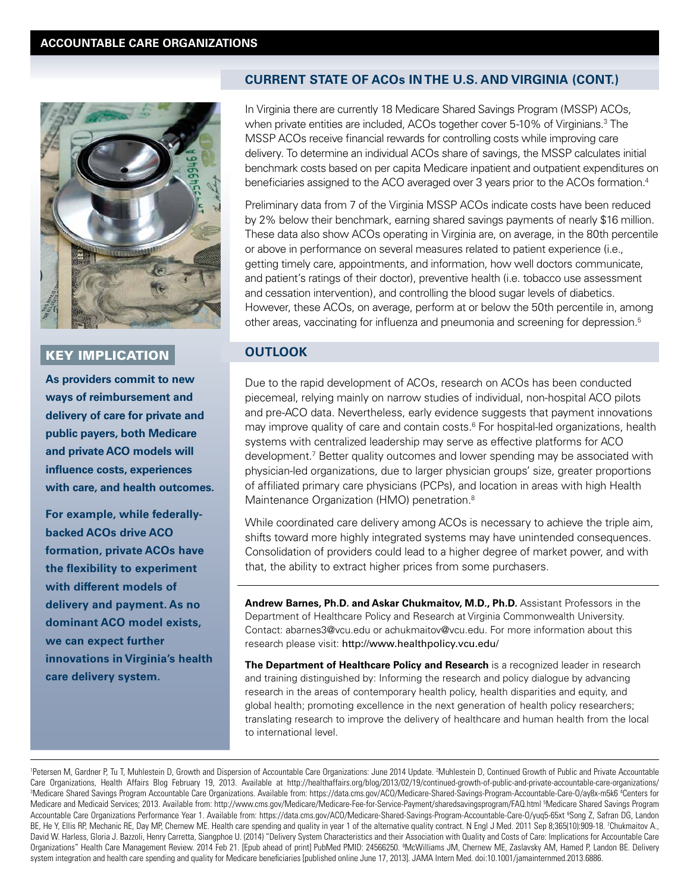ACCOUNTABLE CARE ORGANIZATIONS

## CURRENT STATE OF ACOs IN THE U.S. AND VIRGINIA (CONT.)

In Virginia there are currently 18 Medicare Shared Savings Program (MSSP) ACOs, when private entities are included, ACOs together cover 5-10% of Virginians.[3] The MSSP ACOs receive financial rewards for controlling costs while improving care delivery. To determine an individual ACOs share of savings, the MSSP calculates initial benchmark costs based on per capita Medicare inpatient and outpatient expenditures on beneficiaries assigned to the ACO averaged over 3 years prior to the ACOs formation.[4]

Preliminary data from 7 of the Virginia MSSP ACOs indicate costs have been reduced by 2% below their benchmark, earning shared savings payments of nearly $16 million. These data also show ACOs operating in Virginia are, on average, in the 80th percentile or above in performance on several measures related to patient experience (i.e., getting timely care, appointments, and information, how well doctors communicate, and patient's ratings of their doctor), preventive health (i.e. tobacco use assessment and cessation intervention), and controlling the blood sugar levels of diabetics. However, these ACOs, on average, perform at or below the 50th percentile in, among other areas, vaccinating for influenza and pneumonia and screening for depression.[5]

## KEY IMPLICATION

**As providers commit to new ways of reimbursement and delivery of care for private and public payers, both Medicare and private ACO models will influence costs, experiences with care, and health outcomes.**

**For example, while federally-backed ACOs drive ACO formation, private ACOs have the flexibility to experiment with different models of delivery and payment. As no dominant ACO model exists, we can expect further innovations in Virginia's health care delivery system.**

## OUTLOOK

Due to the rapid development of ACOs, research on ACOs has been conducted piecemeal, relying mainly on narrow studies of individual, non-hospital ACO pilots and pre-ACO data. Nevertheless, early evidence suggests that payment innovations may improve quality of care and contain costs.[6] For hospital-led organizations, health systems with centralized leadership may serve as effective platforms for ACO development.[7] Better quality outcomes and lower spending may be associated with physician-led organizations, due to larger physician groups' size, greater proportions of affiliated primary care physicians (PCPs), and location in areas with high Health Maintenance Organization (HMO) penetration.[8]

While coordinated care delivery among ACOs is necessary to achieve the triple aim, shifts toward more highly integrated systems may have unintended consequences. Consolidation of providers could lead to a higher degree of market power, and with that, the ability to extract higher prices from some purchasers.

---

**Andrew Barnes, Ph.D. and Askar Chukmaitov, M.D., Ph.D.** Assistant Professors in the Department of Healthcare Policy and Research at Virginia Commonwealth University. Contact: abarnes3@vcu.edu or achukmaitov@vcu.edu. For more information about this research please visit: http://www.healthpolicy.vcu.edu/

**The Department of Healthcare Policy and Research** is a recognized leader in research and training distinguished by: Informing the research and policy dialogue by advancing research in the areas of contemporary health policy, health disparities and equity, and global health; promoting excellence in the next generation of health policy researchers; translating research to improve the delivery of healthcare and human health from the local to international level.

---

[1]Petersen M, Gardner P, Tu T, Muhlestein D, Growth and Dispersion of Accountable Care Organizations: June 2014 Update. [2]Muhlestein D, Continued Growth of Public and Private Accountable Care Organizations, Health Affairs Blog February 19, 2013. Available at http://healthaffairs.org/blog/2013/02/19/continued-growth-of-public-and-private-accountable-care-organizations/ [3]Medicare Shared Savings Program Accountable Care Organizations. Available from: https://data.cms.gov/ACO/Medicare-Shared-Savings-Program-Accountable-Care-O/ay8x-m5k6 [4]Centers for Medicare and Medicaid Services; 2013. Available from: http://www.cms.gov/Medicare/Medicare-Fee-for-Service-Payment/sharedsavingsprogram/FAQ.html [5]Medicare Shared Savings Program Accountable Care Organizations Performance Year 1. Available from: https://data.cms.gov/ACO/Medicare-Shared-Savings-Program-Accountable-Care-O/yuq5-65xt [6]Song Z, Safran DG, Landon BE, He Y, Ellis RP, Mechanic RE, Day MP, Chernew ME. Health care spending and quality in year 1 of the alternative quality contract. N Engl J Med. 2011 Sep 8;365(10):909-18. [7]Chukmaitov A., David W. Harless, Gloria J. Bazzoli, Henry Carretta, Siangphoe U. (2014) "Delivery System Characteristics and their Association with Quality and Costs of Care: Implications for Accountable Care Organizations" Health Care Management Review. 2014 Feb 21. [Epub ahead of print] PubMed PMID: 24566250. [8]McWilliams JM, Chernew ME, Zaslavsky AM, Hamed P, Landon BE. Delivery system integration and health care spending and quality for Medicare beneficiaries [published online June 17, 2013]. JAMA Intern Med. doi:10.1001/jamainternmed.2013.6886.